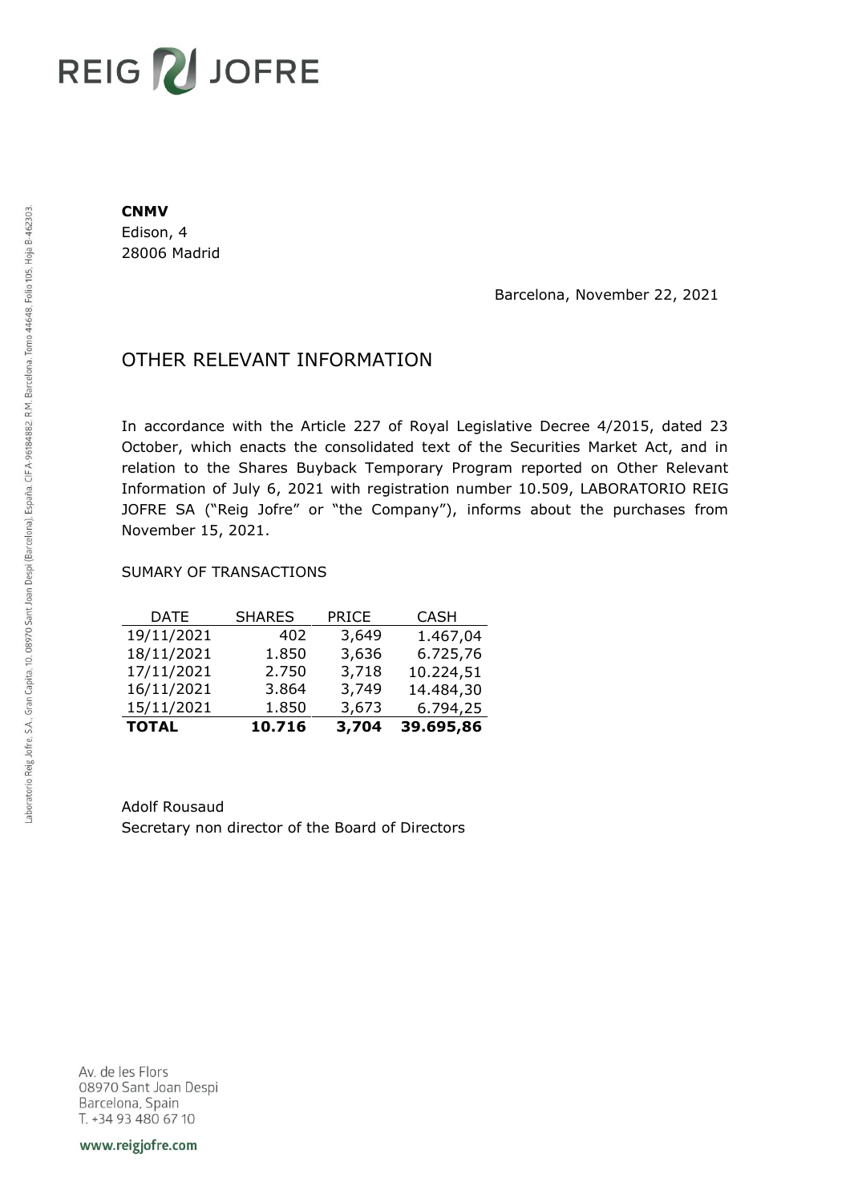**CNMV**
Edison, 4
28006 Madrid

Barcelona, November 22, 2021

# OTHER RELEVANT INFORMATION

In accordance with the Article 227 of Royal Legislative Decree 4/2015, dated 23 October, which enacts the consolidated text of the Securities Market Act, and in relation to the Shares Buyback Temporary Program reported on Other Relevant Information of July 6, 2021 with registration number 10.509, LABORATORIO REIG JOFRE SA ("Reig Jofre" or "the Company"), informs about the purchases from November 15, 2021.

SUMARY OF TRANSACTIONS

| DATE | SHARES | PRICE | CASH |
|---|---|---|---|
| 19/11/2021 | 402 | 3,649 | 1.467,04 |
| 18/11/2021 | 1.850 | 3,636 | 6.725,76 |
| 17/11/2021 | 2.750 | 3,718 | 10.224,51 |
| 16/11/2021 | 3.864 | 3,749 | 14.484,30 |
| 15/11/2021 | 1.850 | 3,673 | 6.794,25 |
| **TOTAL** | **10.716** | **3,704** | **39.695,86** |

Adolf Rousaud
Secretary non director of the Board of Directors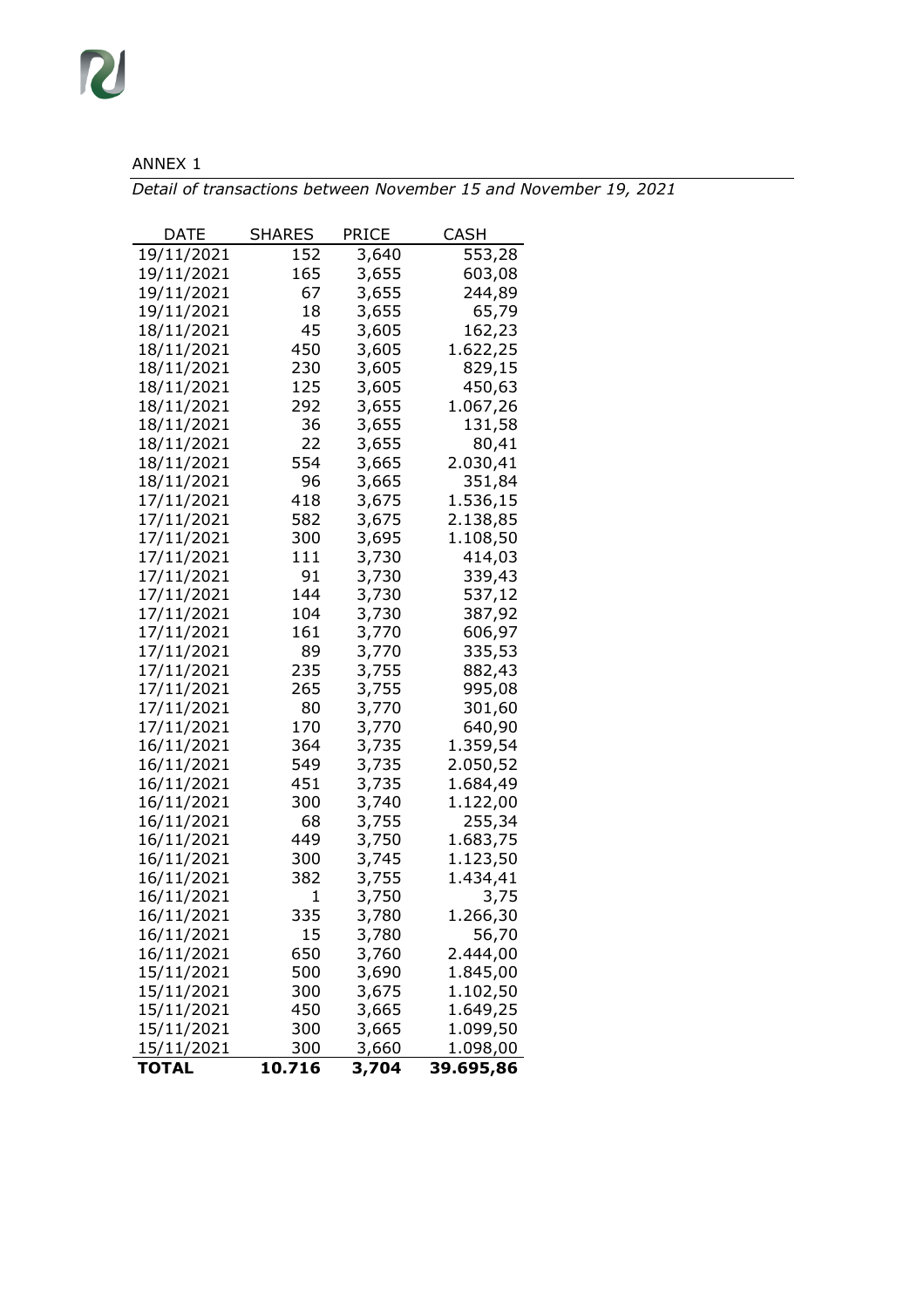ANNEX 1

*Detail of transactions between November 15 and November 19, 2021*

| DATE | SHARES | PRICE | CASH |
|---|---|---|---|
| 19/11/2021 | 152 | 3,640 | 553,28 |
| 19/11/2021 | 165 | 3,655 | 603,08 |
| 19/11/2021 | 67 | 3,655 | 244,89 |
| 19/11/2021 | 18 | 3,655 | 65,79 |
| 18/11/2021 | 45 | 3,605 | 162,23 |
| 18/11/2021 | 450 | 3,605 | 1.622,25 |
| 18/11/2021 | 230 | 3,605 | 829,15 |
| 18/11/2021 | 125 | 3,605 | 450,63 |
| 18/11/2021 | 292 | 3,655 | 1.067,26 |
| 18/11/2021 | 36 | 3,655 | 131,58 |
| 18/11/2021 | 22 | 3,655 | 80,41 |
| 18/11/2021 | 554 | 3,665 | 2.030,41 |
| 18/11/2021 | 96 | 3,665 | 351,84 |
| 17/11/2021 | 418 | 3,675 | 1.536,15 |
| 17/11/2021 | 582 | 3,675 | 2.138,85 |
| 17/11/2021 | 300 | 3,695 | 1.108,50 |
| 17/11/2021 | 111 | 3,730 | 414,03 |
| 17/11/2021 | 91 | 3,730 | 339,43 |
| 17/11/2021 | 144 | 3,730 | 537,12 |
| 17/11/2021 | 104 | 3,730 | 387,92 |
| 17/11/2021 | 161 | 3,770 | 606,97 |
| 17/11/2021 | 89 | 3,770 | 335,53 |
| 17/11/2021 | 235 | 3,755 | 882,43 |
| 17/11/2021 | 265 | 3,755 | 995,08 |
| 17/11/2021 | 80 | 3,770 | 301,60 |
| 17/11/2021 | 170 | 3,770 | 640,90 |
| 16/11/2021 | 364 | 3,735 | 1.359,54 |
| 16/11/2021 | 549 | 3,735 | 2.050,52 |
| 16/11/2021 | 451 | 3,735 | 1.684,49 |
| 16/11/2021 | 300 | 3,740 | 1.122,00 |
| 16/11/2021 | 68 | 3,755 | 255,34 |
| 16/11/2021 | 449 | 3,750 | 1.683,75 |
| 16/11/2021 | 300 | 3,745 | 1.123,50 |
| 16/11/2021 | 382 | 3,755 | 1.434,41 |
| 16/11/2021 | 1 | 3,750 | 3,75 |
| 16/11/2021 | 335 | 3,780 | 1.266,30 |
| 16/11/2021 | 15 | 3,780 | 56,70 |
| 16/11/2021 | 650 | 3,760 | 2.444,00 |
| 15/11/2021 | 500 | 3,690 | 1.845,00 |
| 15/11/2021 | 300 | 3,675 | 1.102,50 |
| 15/11/2021 | 450 | 3,665 | 1.649,25 |
| 15/11/2021 | 300 | 3,665 | 1.099,50 |
| 15/11/2021 | 300 | 3,660 | 1.098,00 |
| **TOTAL** | **10.716** | **3,704** | **39.695,86** |